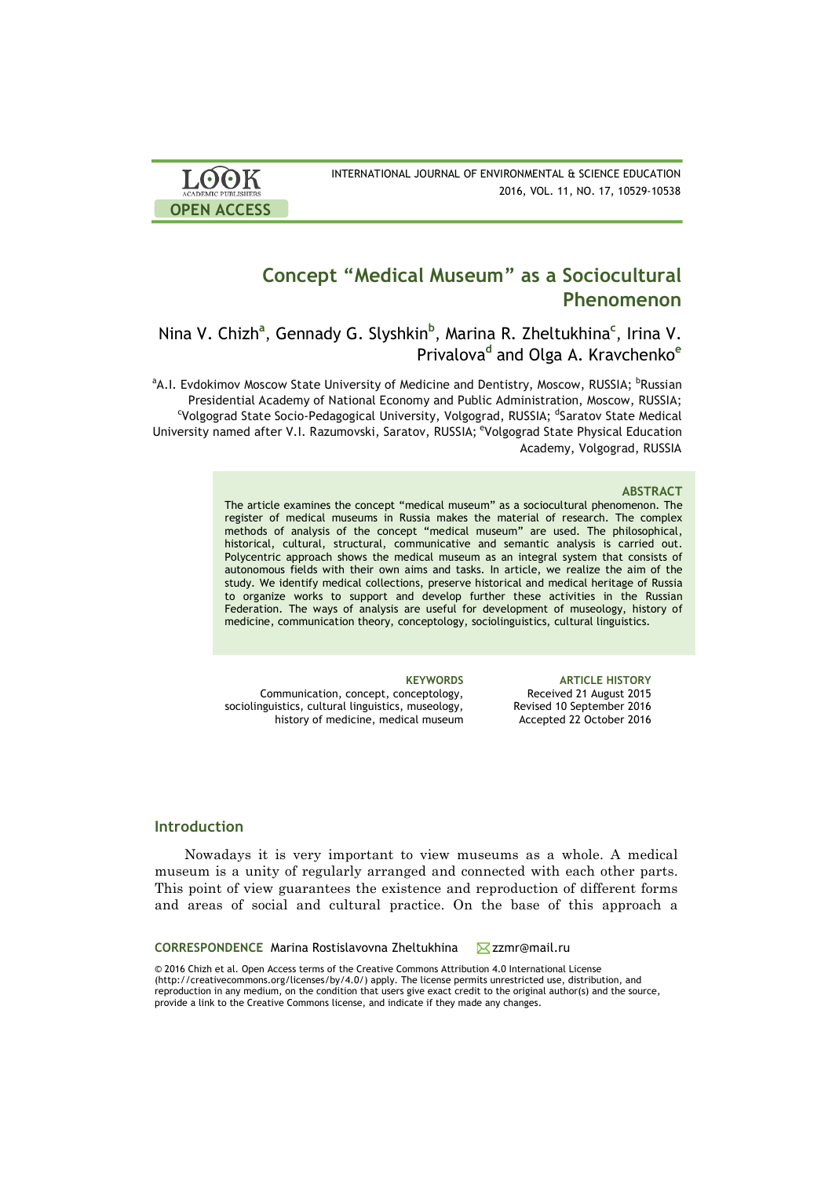# Concept "Medical Museum" as a Sociocultural Phenomenon

Nina V. Chizh[a], Gennady G. Slyshkin[b], Marina R. Zheltukhina[c], Irina V. Privalova[d] and Olga A. Kravchenko[e]

[a]A.I. Evdokimov Moscow State University of Medicine and Dentistry, Moscow, RUSSIA; [b]Russian Presidential Academy of National Economy and Public Administration, Moscow, RUSSIA; [c]Volgograd State Socio-Pedagogical University, Volgograd, RUSSIA; [d]Saratov State Medical University named after V.I. Razumovski, Saratov, RUSSIA; [e]Volgograd State Physical Education Academy, Volgograd, RUSSIA

### ABSTRACT

The article examines the concept "medical museum" as a sociocultural phenomenon. The register of medical museums in Russia makes the material of research. The complex methods of analysis of the concept "medical museum" are used. The philosophical, historical, cultural, structural, communicative and semantic analysis is carried out. Polycentric approach shows the medical museum as an integral system that consists of autonomous fields with their own aims and tasks. In article, we realize the aim of the study. We identify medical collections, preserve historical and medical heritage of Russia to organize works to support and develop further these activities in the Russian Federation. The ways of analysis are useful for development of museology, history of medicine, communication theory, conceptology, sociolinguistics, cultural linguistics.

**KEYWORDS**
Communication, concept, conceptology, sociolinguistics, cultural linguistics, museology, history of medicine, medical museum

**ARTICLE HISTORY**
Received 21 August 2015
Revised 10 September 2016
Accepted 22 October 2016

## Introduction

Nowadays it is very important to view museums as a whole. A medical museum is a unity of regularly arranged and connected with each other parts. This point of view guarantees the existence and reproduction of different forms and areas of social and cultural practice. On the base of this approach a

**CORRESPONDENCE** Marina Rostislavovna Zheltukhina zzmr@mail.ru

© 2016 Chizh et al. Open Access terms of the Creative Commons Attribution 4.0 International License (http://creativecommons.org/licenses/by/4.0/) apply. The license permits unrestricted use, distribution, and reproduction in any medium, on the condition that users give exact credit to the original author(s) and the source, provide a link to the Creative Commons license, and indicate if they made any changes.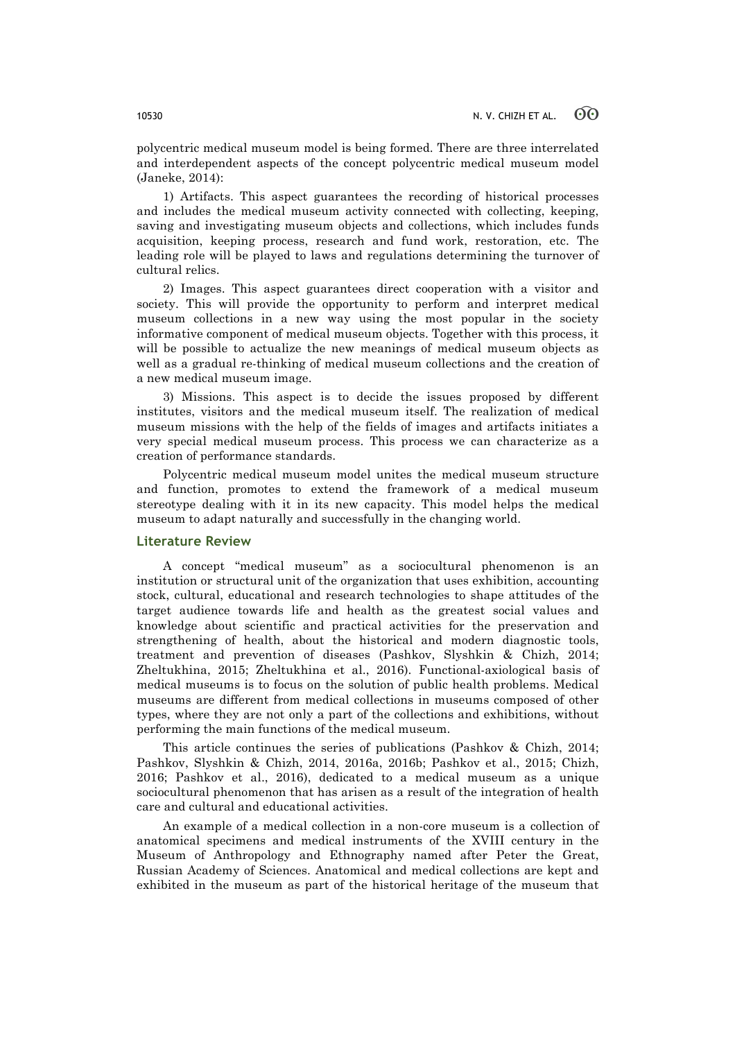polycentric medical museum model is being formed. There are three interrelated and interdependent aspects of the concept polycentric medical museum model (Janeke, 2014):

1) Artifacts. This aspect guarantees the recording of historical processes and includes the medical museum activity connected with collecting, keeping, saving and investigating museum objects and collections, which includes funds acquisition, keeping process, research and fund work, restoration, etc. The leading role will be played to laws and regulations determining the turnover of cultural relics.

2) Images. This aspect guarantees direct cooperation with a visitor and society. This will provide the opportunity to perform and interpret medical museum collections in a new way using the most popular in the society informative component of medical museum objects. Together with this process, it will be possible to actualize the new meanings of medical museum objects as well as a gradual re-thinking of medical museum collections and the creation of a new medical museum image.

3) Missions. This aspect is to decide the issues proposed by different institutes, visitors and the medical museum itself. The realization of medical museum missions with the help of the fields of images and artifacts initiates a very special medical museum process. This process we can characterize as a creation of performance standards.

Polycentric medical museum model unites the medical museum structure and function, promotes to extend the framework of a medical museum stereotype dealing with it in its new capacity. This model helps the medical museum to adapt naturally and successfully in the changing world.

## Literature Review

A concept "medical museum" as a sociocultural phenomenon is an institution or structural unit of the organization that uses exhibition, accounting stock, cultural, educational and research technologies to shape attitudes of the target audience towards life and health as the greatest social values and knowledge about scientific and practical activities for the preservation and strengthening of health, about the historical and modern diagnostic tools, treatment and prevention of diseases (Pashkov, Slyshkin & Chizh, 2014; Zheltukhina, 2015; Zheltukhina et al., 2016). Functional-axiological basis of medical museums is to focus on the solution of public health problems. Medical museums are different from medical collections in museums composed of other types, where they are not only a part of the collections and exhibitions, without performing the main functions of the medical museum.

This article continues the series of publications (Pashkov & Chizh, 2014; Pashkov, Slyshkin & Chizh, 2014, 2016a, 2016b; Pashkov et al., 2015; Chizh, 2016; Pashkov et al., 2016), dedicated to a medical museum as a unique sociocultural phenomenon that has arisen as a result of the integration of health care and cultural and educational activities.

An example of a medical collection in a non-core museum is a collection of anatomical specimens and medical instruments of the XVIII century in the Museum of Anthropology and Ethnography named after Peter the Great, Russian Academy of Sciences. Anatomical and medical collections are kept and exhibited in the museum as part of the historical heritage of the museum that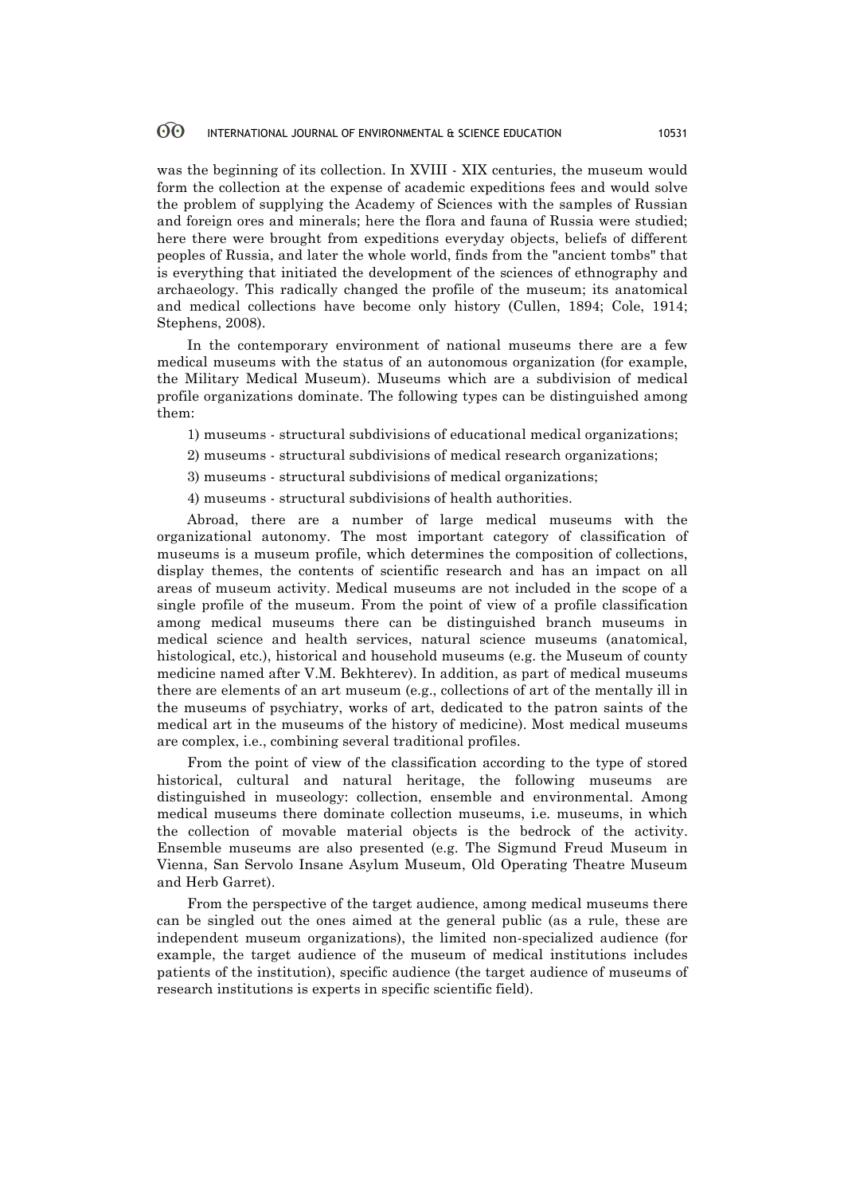was the beginning of its collection. In XVIII - XIX centuries, the museum would form the collection at the expense of academic expeditions fees and would solve the problem of supplying the Academy of Sciences with the samples of Russian and foreign ores and minerals; here the flora and fauna of Russia were studied; here there were brought from expeditions everyday objects, beliefs of different peoples of Russia, and later the whole world, finds from the "ancient tombs" that is everything that initiated the development of the sciences of ethnography and archaeology. This radically changed the profile of the museum; its anatomical and medical collections have become only history (Cullen, 1894; Cole, 1914; Stephens, 2008).

In the contemporary environment of national museums there are a few medical museums with the status of an autonomous organization (for example, the Military Medical Museum). Museums which are a subdivision of medical profile organizations dominate. The following types can be distinguished among them:

1) museums - structural subdivisions of educational medical organizations;

2) museums - structural subdivisions of medical research organizations;

3) museums - structural subdivisions of medical organizations;

4) museums - structural subdivisions of health authorities.

Abroad, there are a number of large medical museums with the organizational autonomy. The most important category of classification of museums is a museum profile, which determines the composition of collections, display themes, the contents of scientific research and has an impact on all areas of museum activity. Medical museums are not included in the scope of a single profile of the museum. From the point of view of a profile classification among medical museums there can be distinguished branch museums in medical science and health services, natural science museums (anatomical, histological, etc.), historical and household museums (e.g. the Museum of county medicine named after V.M. Bekhterev). In addition, as part of medical museums there are elements of an art museum (e.g., collections of art of the mentally ill in the museums of psychiatry, works of art, dedicated to the patron saints of the medical art in the museums of the history of medicine). Most medical museums are complex, i.e., combining several traditional profiles.

From the point of view of the classification according to the type of stored historical, cultural and natural heritage, the following museums are distinguished in museology: collection, ensemble and environmental. Among medical museums there dominate collection museums, i.e. museums, in which the collection of movable material objects is the bedrock of the activity. Ensemble museums are also presented (e.g. The Sigmund Freud Museum in Vienna, San Servolo Insane Asylum Museum, Old Operating Theatre Museum and Herb Garret).

From the perspective of the target audience, among medical museums there can be singled out the ones aimed at the general public (as a rule, these are independent museum organizations), the limited non-specialized audience (for example, the target audience of the museum of medical institutions includes patients of the institution), specific audience (the target audience of museums of research institutions is experts in specific scientific field).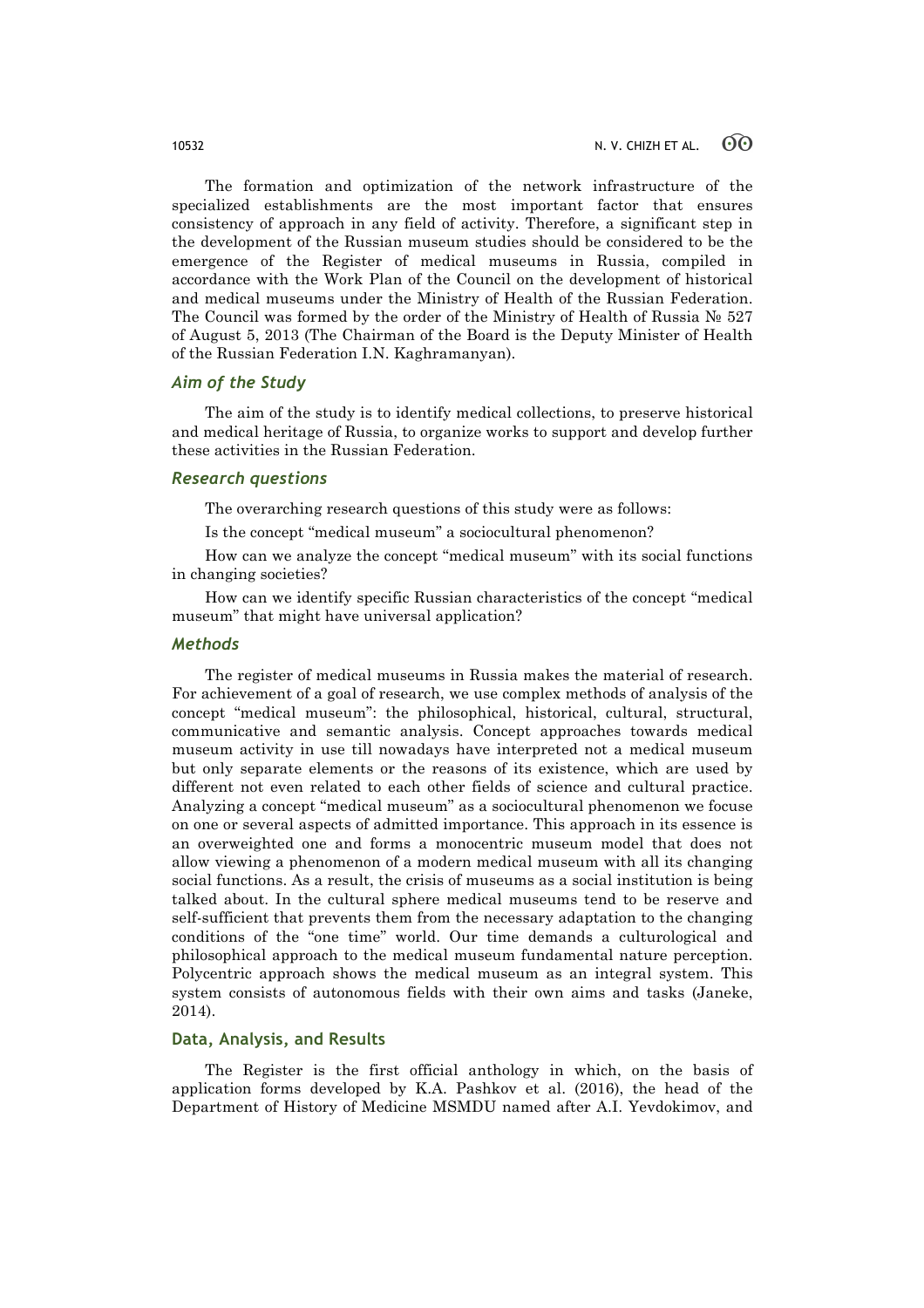The formation and optimization of the network infrastructure of the specialized establishments are the most important factor that ensures consistency of approach in any field of activity. Therefore, a significant step in the development of the Russian museum studies should be considered to be the emergence of the Register of medical museums in Russia, compiled in accordance with the Work Plan of the Council on the development of historical and medical museums under the Ministry of Health of the Russian Federation. The Council was formed by the order of the Ministry of Health of Russia № 527 of August 5, 2013 (The Chairman of the Board is the Deputy Minister of Health of the Russian Federation I.N. Kaghramanyan).

### *Aim of the Study*

The aim of the study is to identify medical collections, to preserve historical and medical heritage of Russia, to organize works to support and develop further these activities in the Russian Federation.

### *Research questions*

The overarching research questions of this study were as follows:

Is the concept "medical museum" a sociocultural phenomenon?

How can we analyze the concept "medical museum" with its social functions in changing societies?

How can we identify specific Russian characteristics of the concept "medical museum" that might have universal application?

### *Methods*

The register of medical museums in Russia makes the material of research. For achievement of a goal of research, we use complex methods of analysis of the concept "medical museum": the philosophical, historical, cultural, structural, communicative and semantic analysis. Concept approaches towards medical museum activity in use till nowadays have interpreted not a medical museum but only separate elements or the reasons of its existence, which are used by different not even related to each other fields of science and cultural practice. Analyzing a concept "medical museum" as a sociocultural phenomenon we focuse on one or several aspects of admitted importance. This approach in its essence is an overweighted one and forms a monocentric museum model that does not allow viewing a phenomenon of a modern medical museum with all its changing social functions. As a result, the crisis of museums as a social institution is being talked about. In the cultural sphere medical museums tend to be reserve and self-sufficient that prevents them from the necessary adaptation to the changing conditions of the "one time" world. Our time demands a culturological and philosophical approach to the medical museum fundamental nature perception. Polycentric approach shows the medical museum as an integral system. This system consists of autonomous fields with their own aims and tasks (Janeke, 2014).

## Data, Analysis, and Results

The Register is the first official anthology in which, on the basis of application forms developed by K.A. Pashkov et al. (2016), the head of the Department of History of Medicine MSMDU named after A.I. Yevdokimov, and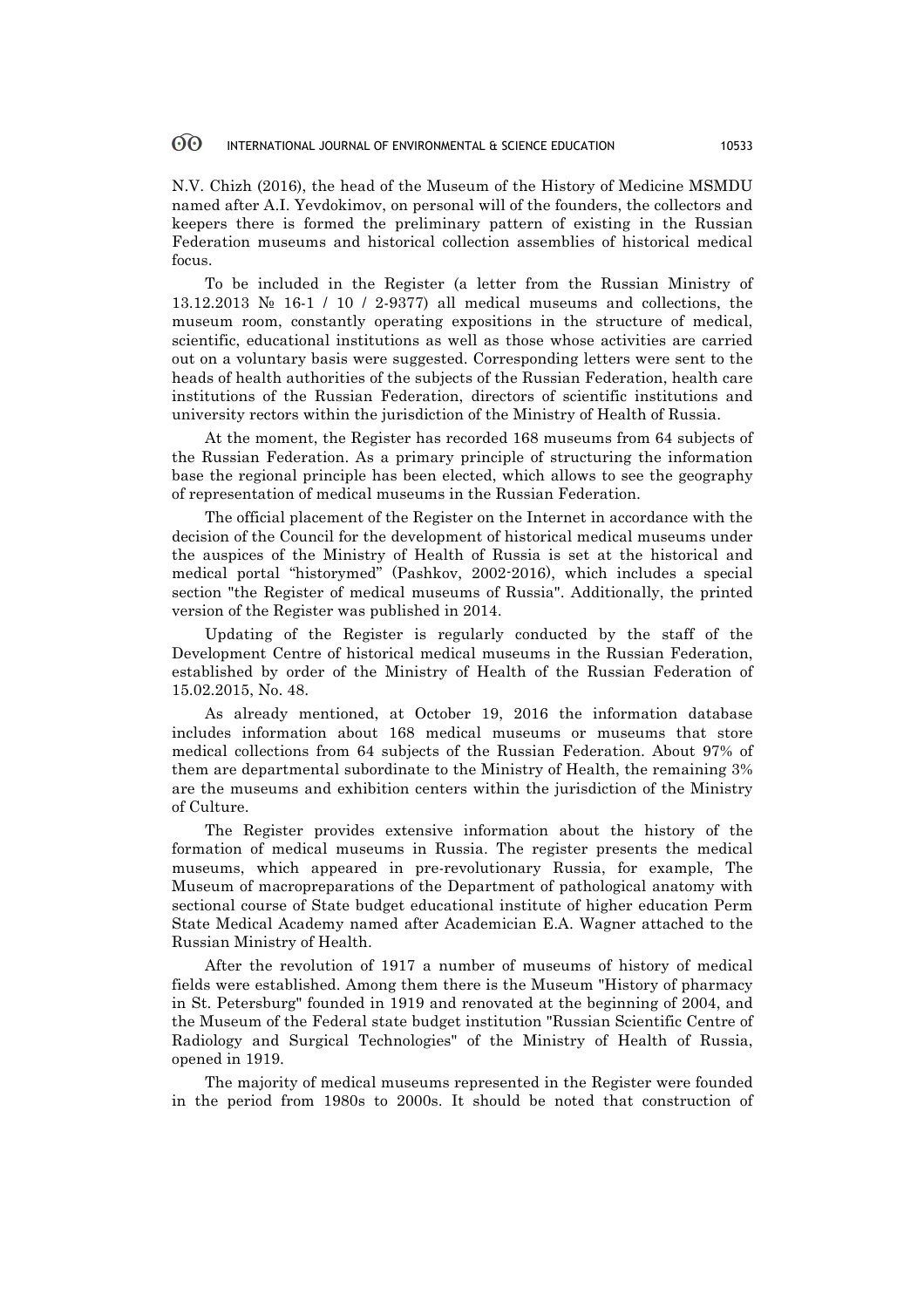N.V. Chizh (2016), the head of the Museum of the History of Medicine MSMDU named after A.I. Yevdokimov, on personal will of the founders, the collectors and keepers there is formed the preliminary pattern of existing in the Russian Federation museums and historical collection assemblies of historical medical focus.

To be included in the Register (a letter from the Russian Ministry of 13.12.2013 № 16-1 / 10 / 2-9377) all medical museums and collections, the museum room, constantly operating expositions in the structure of medical, scientific, educational institutions as well as those whose activities are carried out on a voluntary basis were suggested. Corresponding letters were sent to the heads of health authorities of the subjects of the Russian Federation, health care institutions of the Russian Federation, directors of scientific institutions and university rectors within the jurisdiction of the Ministry of Health of Russia.

At the moment, the Register has recorded 168 museums from 64 subjects of the Russian Federation. As a primary principle of structuring the information base the regional principle has been elected, which allows to see the geography of representation of medical museums in the Russian Federation.

The official placement of the Register on the Internet in accordance with the decision of the Council for the development of historical medical museums under the auspices of the Ministry of Health of Russia is set at the historical and medical portal "historymed" (Pashkov, 2002-2016), which includes a special section "the Register of medical museums of Russia". Additionally, the printed version of the Register was published in 2014.

Updating of the Register is regularly conducted by the staff of the Development Centre of historical medical museums in the Russian Federation, established by order of the Ministry of Health of the Russian Federation of 15.02.2015, No. 48.

As already mentioned, at October 19, 2016 the information database includes information about 168 medical museums or museums that store medical collections from 64 subjects of the Russian Federation. About 97% of them are departmental subordinate to the Ministry of Health, the remaining 3% are the museums and exhibition centers within the jurisdiction of the Ministry of Culture.

The Register provides extensive information about the history of the formation of medical museums in Russia. The register presents the medical museums, which appeared in pre-revolutionary Russia, for example, The Museum of macropreparations of the Department of pathological anatomy with sectional course of State budget educational institute of higher education Perm State Medical Academy named after Academician E.A. Wagner attached to the Russian Ministry of Health.

After the revolution of 1917 a number of museums of history of medical fields were established. Among them there is the Museum "History of pharmacy in St. Petersburg" founded in 1919 and renovated at the beginning of 2004, and the Museum of the Federal state budget institution "Russian Scientific Centre of Radiology and Surgical Technologies" of the Ministry of Health of Russia, opened in 1919.

The majority of medical museums represented in the Register were founded in the period from 1980s to 2000s. It should be noted that construction of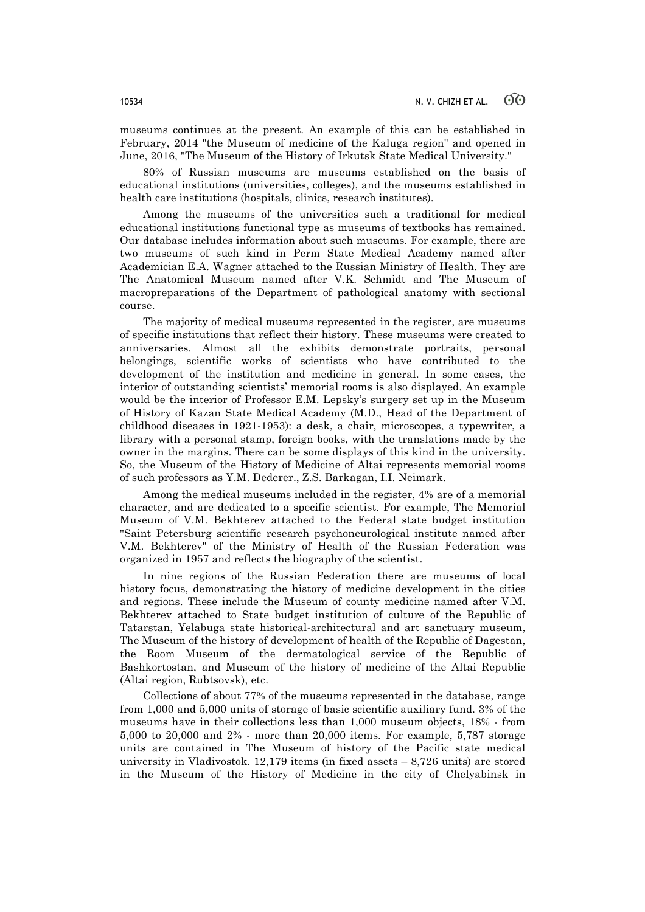museums continues at the present. An example of this can be established in February, 2014 "the Museum of medicine of the Kaluga region" and opened in June, 2016, "The Museum of the History of Irkutsk State Medical University."

80% of Russian museums are museums established on the basis of educational institutions (universities, colleges), and the museums established in health care institutions (hospitals, clinics, research institutes).

Among the museums of the universities such a traditional for medical educational institutions functional type as museums of textbooks has remained. Our database includes information about such museums. For example, there are two museums of such kind in Perm State Medical Academy named after Academician E.A. Wagner attached to the Russian Ministry of Health. They are The Anatomical Museum named after V.K. Schmidt and The Museum of macropreparations of the Department of pathological anatomy with sectional course.

The majority of medical museums represented in the register, are museums of specific institutions that reflect their history. These museums were created to anniversaries. Almost all the exhibits demonstrate portraits, personal belongings, scientific works of scientists who have contributed to the development of the institution and medicine in general. In some cases, the interior of outstanding scientists' memorial rooms is also displayed. An example would be the interior of Professor E.M. Lepsky's surgery set up in the Museum of History of Kazan State Medical Academy (M.D., Head of the Department of childhood diseases in 1921-1953): a desk, a chair, microscopes, a typewriter, a library with a personal stamp, foreign books, with the translations made by the owner in the margins. There can be some displays of this kind in the university. So, the Museum of the History of Medicine of Altai represents memorial rooms of such professors as Y.M. Dederer., Z.S. Barkagan, I.I. Neimark.

Among the medical museums included in the register, 4% are of a memorial character, and are dedicated to a specific scientist. For example, The Memorial Museum of V.M. Bekhterev attached to the Federal state budget institution "Saint Petersburg scientific research psychoneurological institute named after V.M. Bekhterev" of the Ministry of Health of the Russian Federation was organized in 1957 and reflects the biography of the scientist.

In nine regions of the Russian Federation there are museums of local history focus, demonstrating the history of medicine development in the cities and regions. These include the Museum of county medicine named after V.M. Bekhterev attached to State budget institution of culture of the Republic of Tatarstan, Yelabuga state historical-architectural and art sanctuary museum, The Museum of the history of development of health of the Republic of Dagestan, the Room Museum of the dermatological service of the Republic of Bashkortostan, and Museum of the history of medicine of the Altai Republic (Altai region, Rubtsovsk), etc.

Collections of about 77% of the museums represented in the database, range from 1,000 and 5,000 units of storage of basic scientific auxiliary fund. 3% of the museums have in their collections less than 1,000 museum objects, 18% - from 5,000 to 20,000 and 2% - more than 20,000 items. For example, 5,787 storage units are contained in The Museum of history of the Pacific state medical university in Vladivostok. 12,179 items (in fixed assets – 8,726 units) are stored in the Museum of the History of Medicine in the city of Chelyabinsk in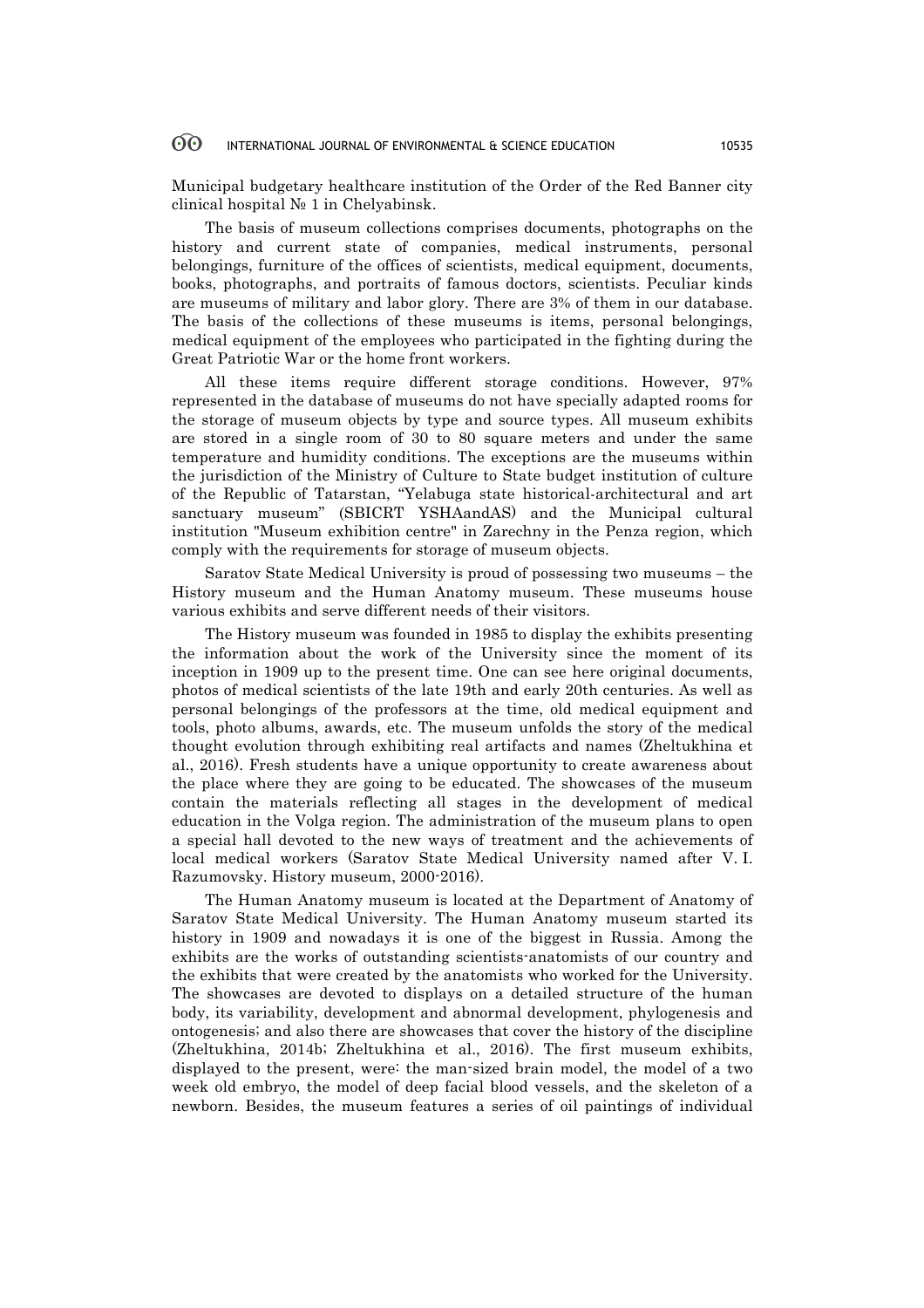Municipal budgetary healthcare institution of the Order of the Red Banner city clinical hospital № 1 in Chelyabinsk.

The basis of museum collections comprises documents, photographs on the history and current state of companies, medical instruments, personal belongings, furniture of the offices of scientists, medical equipment, documents, books, photographs, and portraits of famous doctors, scientists. Peculiar kinds are museums of military and labor glory. There are 3% of them in our database. The basis of the collections of these museums is items, personal belongings, medical equipment of the employees who participated in the fighting during the Great Patriotic War or the home front workers.

All these items require different storage conditions. However, 97% represented in the database of museums do not have specially adapted rooms for the storage of museum objects by type and source types. All museum exhibits are stored in a single room of 30 to 80 square meters and under the same temperature and humidity conditions. The exceptions are the museums within the jurisdiction of the Ministry of Culture to State budget institution of culture of the Republic of Tatarstan, "Yelabuga state historical-architectural and art sanctuary museum" (SBICRT YSHAandAS) and the Municipal cultural institution "Museum exhibition centre" in Zarechny in the Penza region, which comply with the requirements for storage of museum objects.

Saratov State Medical University is proud of possessing two museums – the History museum and the Human Anatomy museum. These museums house various exhibits and serve different needs of their visitors.

The History museum was founded in 1985 to display the exhibits presenting the information about the work of the University since the moment of its inception in 1909 up to the present time. One can see here original documents, photos of medical scientists of the late 19th and early 20th centuries. As well as personal belongings of the professors at the time, old medical equipment and tools, photo albums, awards, etc. The museum unfolds the story of the medical thought evolution through exhibiting real artifacts and names (Zheltukhina et al., 2016). Fresh students have a unique opportunity to create awareness about the place where they are going to be educated. The showcases of the museum contain the materials reflecting all stages in the development of medical education in the Volga region. The administration of the museum plans to open a special hall devoted to the new ways of treatment and the achievements of local medical workers (Saratov State Medical University named after V. I. Razumovsky. History museum, 2000-2016).

The Human Anatomy museum is located at the Department of Anatomy of Saratov State Medical University. The Human Anatomy museum started its history in 1909 and nowadays it is one of the biggest in Russia. Among the exhibits are the works of outstanding scientists-anatomists of our country and the exhibits that were created by the anatomists who worked for the University. The showcases are devoted to displays on a detailed structure of the human body, its variability, development and abnormal development, phylogenesis and ontogenesis; and also there are showcases that cover the history of the discipline (Zheltukhina, 2014b; Zheltukhina et al., 2016). The first museum exhibits, displayed to the present, were: the man-sized brain model, the model of a two week old embryo, the model of deep facial blood vessels, and the skeleton of a newborn. Besides, the museum features a series of oil paintings of individual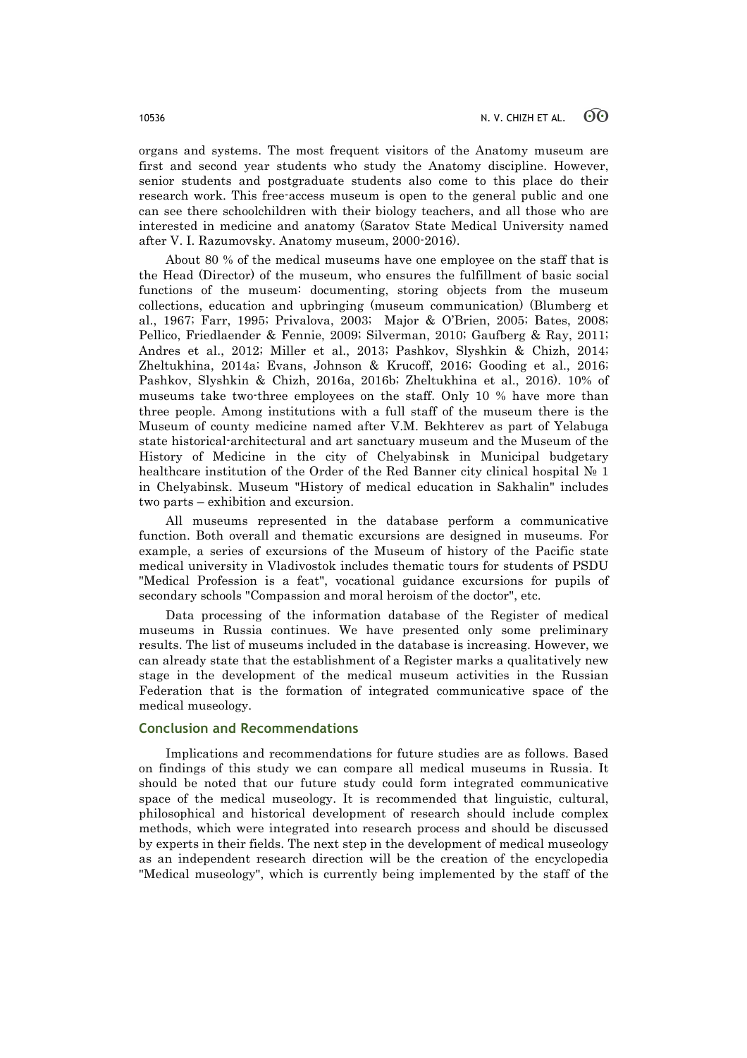organs and systems. The most frequent visitors of the Anatomy museum are first and second year students who study the Anatomy discipline. However, senior students and postgraduate students also come to this place do their research work. This free-access museum is open to the general public and one can see there schoolchildren with their biology teachers, and all those who are interested in medicine and anatomy (Saratov State Medical University named after V. I. Razumovsky. Anatomy museum, 2000-2016).

About 80 % of the medical museums have one employee on the staff that is the Head (Director) of the museum, who ensures the fulfillment of basic social functions of the museum: documenting, storing objects from the museum collections, education and upbringing (museum communication) (Blumberg et al., 1967; Farr, 1995; Privalova, 2003; Major & O'Brien, 2005; Bates, 2008; Pellico, Friedlaender & Fennie, 2009; Silverman, 2010; Gaufberg & Ray, 2011; Andres et al., 2012; Miller et al., 2013; Pashkov, Slyshkin & Chizh, 2014; Zheltukhina, 2014a; Evans, Johnson & Krucoff, 2016; Gooding et al., 2016; Pashkov, Slyshkin & Chizh, 2016a, 2016b; Zheltukhina et al., 2016). 10% of museums take two-three employees on the staff. Only 10 % have more than three people. Among institutions with a full staff of the museum there is the Museum of county medicine named after V.M. Bekhterev as part of Yelabuga state historical-architectural and art sanctuary museum and the Museum of the History of Medicine in the city of Chelyabinsk in Municipal budgetary healthcare institution of the Order of the Red Banner city clinical hospital № 1 in Chelyabinsk. Museum "History of medical education in Sakhalin" includes two parts – exhibition and excursion.

All museums represented in the database perform a communicative function. Both overall and thematic excursions are designed in museums. For example, a series of excursions of the Museum of history of the Pacific state medical university in Vladivostok includes thematic tours for students of PSDU "Medical Profession is a feat", vocational guidance excursions for pupils of secondary schools "Compassion and moral heroism of the doctor", etc.

Data processing of the information database of the Register of medical museums in Russia continues. We have presented only some preliminary results. The list of museums included in the database is increasing. However, we can already state that the establishment of a Register marks a qualitatively new stage in the development of the medical museum activities in the Russian Federation that is the formation of integrated communicative space of the medical museology.

## Conclusion and Recommendations

Implications and recommendations for future studies are as follows. Based on findings of this study we can compare all medical museums in Russia. It should be noted that our future study could form integrated communicative space of the medical museology. It is recommended that linguistic, cultural, philosophical and historical development of research should include complex methods, which were integrated into research process and should be discussed by experts in their fields. The next step in the development of medical museology as an independent research direction will be the creation of the encyclopedia "Medical museology", which is currently being implemented by the staff of the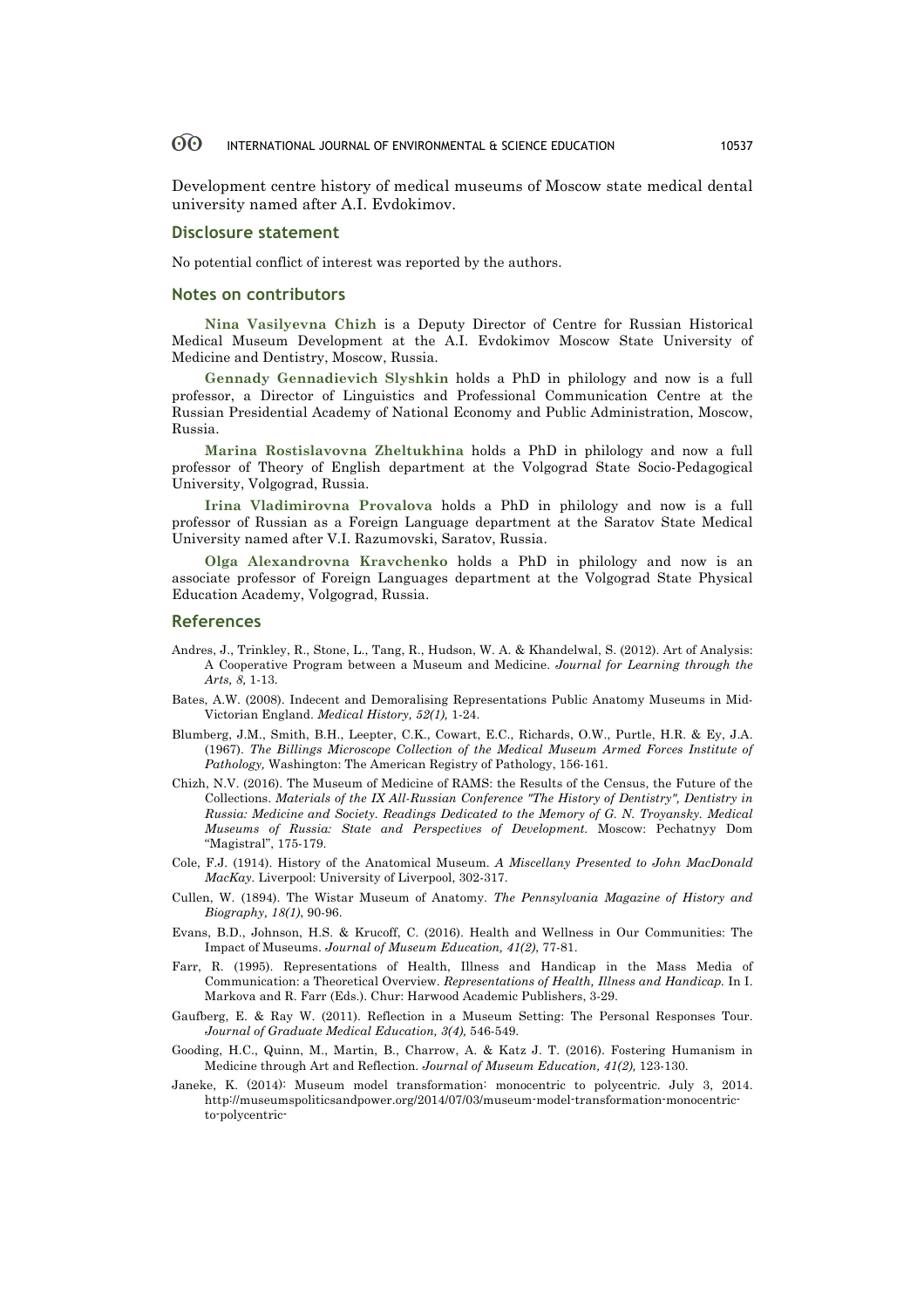Development centre history of medical museums of Moscow state medical dental university named after A.I. Evdokimov.

## Disclosure statement

No potential conflict of interest was reported by the authors.

## Notes on contributors

**Nina Vasilyevna Chizh** is a Deputy Director of Centre for Russian Historical Medical Museum Development at the A.I. Evdokimov Moscow State University of Medicine and Dentistry, Moscow, Russia.

**Gennady Gennadievich Slyshkin** holds a PhD in philology and now is a full professor, a Director of Linguistics and Professional Communication Centre at the Russian Presidential Academy of National Economy and Public Administration, Moscow, Russia.

**Marina Rostislavovna Zheltukhina** holds a PhD in philology and now a full professor of Theory of English department at the Volgograd State Socio-Pedagogical University, Volgograd, Russia.

**Irina Vladimirovna Provalova** holds a PhD in philology and now is a full professor of Russian as a Foreign Language department at the Saratov State Medical University named after V.I. Razumovski, Saratov, Russia.

**Olga Alexandrovna Kravchenko** holds a PhD in philology and now is an associate professor of Foreign Languages department at the Volgograd State Physical Education Academy, Volgograd, Russia.

## References

Andres, J., Trinkley, R., Stone, L., Tang, R., Hudson, W. A. & Khandelwal, S. (2012). Art of Analysis: A Cooperative Program between a Museum and Medicine. *Journal for Learning through the Arts, 8,* 1-13.

Bates, A.W. (2008). Indecent and Demoralising Representations Public Anatomy Museums in Mid-Victorian England. *Medical History, 52(1),* 1-24.

Blumberg, J.M., Smith, B.H., Leepter, C.K., Cowart, E.C., Richards, O.W., Purtle, H.R. & Ey, J.A. (1967). *The Billings Microscope Collection of the Medical Museum Armed Forces Institute of Pathology,* Washington: The American Registry of Pathology, 156-161.

Chizh, N.V. (2016). The Museum of Medicine of RAMS: the Results of the Census, the Future of the Collections. *Materials of the IX All-Russian Conference "The History of Dentistry", Dentistry in Russia: Medicine and Society. Readings Dedicated to the Memory of G. N. Troyansky. Medical Museums of Russia: State and Perspectives of Development.* Moscow: Pechatnyy Dom "Magistral", 175-179.

Cole, F.J. (1914). History of the Anatomical Museum. *A Miscellany Presented to John MacDonald MacKay.* Liverpool: University of Liverpool, 302-317.

Cullen, W. (1894). The Wistar Museum of Anatomy. *The Pennsylvania Magazine of History and Biography, 18(1)*, 90-96.

Evans, B.D., Johnson, H.S. & Krucoff, C. (2016). Health and Wellness in Our Communities: The Impact of Museums. *Journal of Museum Education, 41(2)*, 77-81.

Farr, R. (1995). Representations of Health, Illness and Handicap in the Mass Media of Communication: a Theoretical Overview. *Representations of Health, Illness and Handicap.* In I. Markova and R. Farr (Eds.). Chur: Harwood Academic Publishers, 3-29.

Gaufberg, E. & Ray W. (2011). Reflection in a Museum Setting: The Personal Responses Tour. *Journal of Graduate Medical Education, 3(4),* 546-549.

Gooding, H.C., Quinn, M., Martin, B., Charrow, A. & Katz J. T. (2016). Fostering Humanism in Medicine through Art and Reflection. *Journal of Museum Education, 41(2),* 123-130.

Janeke, K. (2014): Museum model transformation: monocentric to polycentric. July 3, 2014. http://museumspoliticsandpower.org/2014/07/03/museum-model-transformation-monocentric-to-polycentric-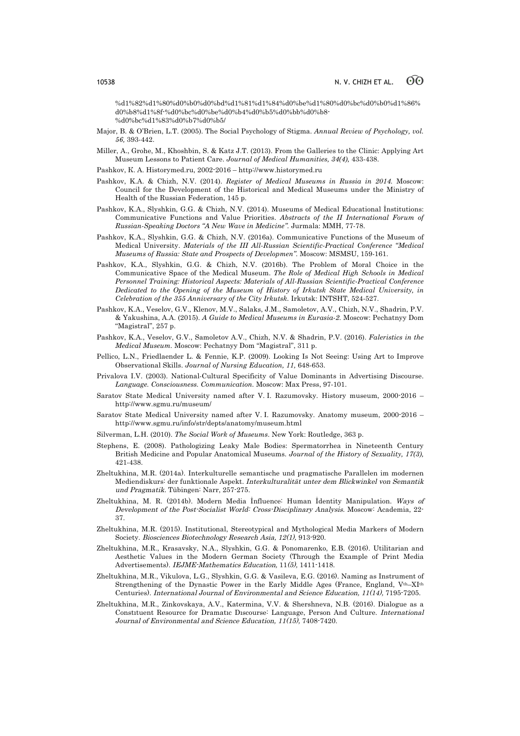%d1%82%d1%80%d0%b0%d0%bd%d1%81%d1%84%d0%be%d1%80%d0%bc%d0%b0%d1%86%d0%b8%d1%8f-%d0%bc%d0%be%d0%b4%d0%b5%d0%bb%d0%b8-%d0%bc%d1%83%d0%b7%d0%b5/

Major, B. & O'Brien, L.T. (2005). The Social Psychology of Stigma. *Annual Review of Psychology, vol. 56,* 393-442.

Miller, A., Grohe, M., Khoshbin, S. & Katz J.T. (2013). From the Galleries to the Clinic: Applying Art Museum Lessons to Patient Care. *Journal of Medical Humanities, 34(4),* 433-438.

Pashkov, K. A. Historymed.ru, 2002-2016 – http://www.historymed.ru

Pashkov, K.A. & Chizh, N.V. (2014). *Register of Medical Museums in Russia in 2014.* Moscow: Council for the Development of the Historical and Medical Museums under the Ministry of Health of the Russian Federation, 145 p.

Pashkov, K.A., Slyshkin, G.G. & Chizh, N.V. (2014). Museums of Medical Educational İnstitutions: Communicative Functions and Value Priorities. *Abstracts of the II International Forum of Russian-Speaking Doctors "A New Wave in Medicine".* Jurmala: MMH, 77-78.

Pashkov, K.A., Slyshkin, G.G. & Chizh, N.V. (2016a). Communicative Functions of the Museum of Medical University. *Materials of the III All-Russian Scientific-Practical Conference "Medical Museums of Russia: State and Prospects of Developmen".* Moscow: MSMSU, 159-161.

Pashkov, K.A., Slyshkin, G.G. & Chizh, N.V. (2016b). The Problem of Moral Choice in the Communicative Space of the Medical Museum. *The Role of Medical High Schools in Medical Personnel Training: Historical Aspects: Materials of All-Russian Scientific-Practical Conference Dedicated to the Opening of the Museum of History of Irkutsk State Medical University, in Celebration of the 355 Anniversary of the City Irkutsk.* Irkutsk: INTSHT, 524-527.

Pashkov, K.A., Veselov, G.V., Klenov, M.V., Salaks, J.M., Samoletov, A.V., Chizh, N.V., Shadrin, P.V. & Yakushina, A.A. (2015). *A Guide to Medical Museums in Eurasia-2.* Moscow: Pechatnyy Dom "Magistral", 257 p.

Pashkov, K.A., Veselov, G.V., Samoletov A.V., Chizh, N.V. & Shadrin, P.V. (2016). *Faleristics in the Medical Museum.* Moscow: Pechatnyy Dom "Magistral", 311 p.

Pellico, L.N., Friedlaender L. & Fennie, K.P. (2009). Looking Is Not Seeing: Using Art to Improve Observational Skills. *Journal of Nursing Education, 11,* 648-653.

Privalova I.V. (2003). National-Cultural Specificity of Value Dominants in Advertising Discourse. *Language. Consciousness. Communication.* Moscow: Max Press, 97-101.

Saratov State Medical University named after V. I. Razumovsky. History museum, 2000-2016 – http://www.sgmu.ru/museum/

Saratov State Medical University named after V. I. Razumovsky. Anatomy museum, 2000-2016 – http://www.sgmu.ru/info/str/depts/anatomy/museum.html

Silverman, L.H. (2010). *The Social Work of Museums.* New York: Routledge, 363 p.

Stephens, E. (2008). Pathologizing Leaky Male Bodies: Spermatorrhea in Nineteenth Century British Medicine and Popular Anatomical Museums. *Journal of the History of Sexuality, 17(3),* 421-438.

Zheltukhina, M.R. (2014a). Interkulturelle semantische und pragmatische Parallelen im modernen Mediendiskurs: der funktionale Aspekt. *Interkulturalität unter dem Blickwinkel von Semantik und Pragmatik.* Tübingen: Narr, 257-275.

Zheltukhina, M. R. (2014b). Modern Media İnfluence: Human İdentity Manipulation. *Ways of Development of the Post-Socialist World: Cross-Disciplinary Analysis.* Moscow: Academia, 22-37.

Zheltukhina, M.R. (2015). Institutional, Stereotypical and Mythological Media Markers of Modern Society. *Biosciences Biotechnology Research Asia, 12(1),* 913-920.

Zheltukhina, M.R., Krasavsky, N.A., Slyshkin, G.G. & Ponomarenko, E.B. (2016). Utilitarian and Aesthetic Values in the Modern German Society (Through the Example of Print Media Advertisements). *IEJME-Mathematics Education,* 11*(5),* 1411-1418.

Zheltukhina, M.R., Vikulova, L.G., Slyshkin, G.G. & Vasileva, E.G. (2016). Naming as Instrument of Strengthening of the Dynastic Power in the Early Middle Ages (France, England, V$^{th}$–XI$^{th}$ Centuries). *International Journal of Environmental and Science Education, 11(14),* 7195-7205.

Zheltukhina, M.R., Zinkovskaya, A.V., Katermina, V.V. & Shershneva, N.B. (2016). Dialogue as a Constıtuent Resource for Dramatıc Dıscourse: Language, Person And Culture. *International Journal of Environmental and Science Education, 11(15),* 7408-7420.